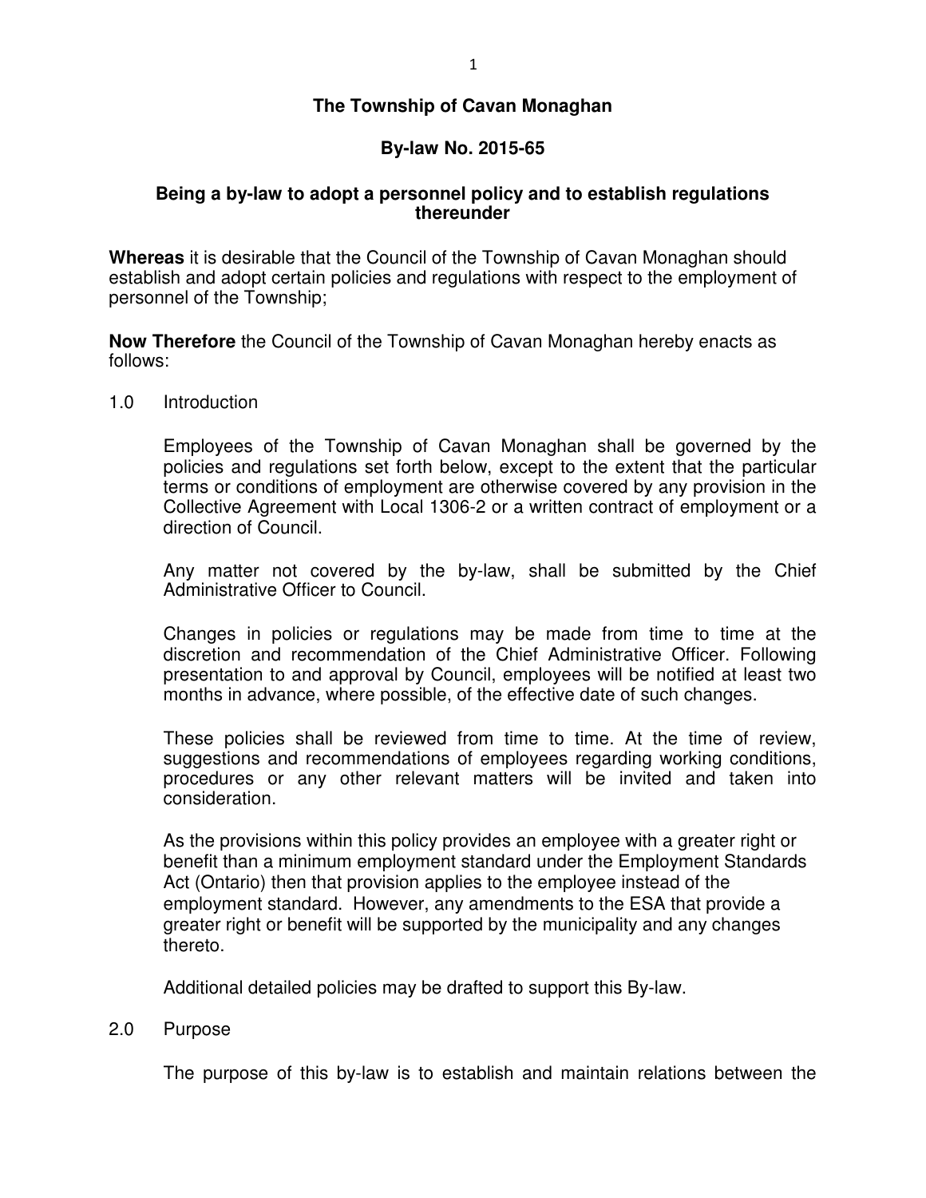# The Township of Cavan Monaghan

## By-law No. 2015-65

### Being a by-law to adopt a personnel policy and to establish regulations thereunder

**Whereas** it is desirable that the Council of the Township of Cavan Monaghan should establish and adopt certain policies and regulations with respect to the employment of personnel of the Township;

**Now Therefore** the Council of the Township of Cavan Monaghan hereby enacts as follows:

1.0 Introduction

Employees of the Township of Cavan Monaghan shall be governed by the policies and regulations set forth below, except to the extent that the particular terms or conditions of employment are otherwise covered by any provision in the Collective Agreement with Local 1306-2 or a written contract of employment or a direction of Council.

Any matter not covered by the by-law, shall be submitted by the Chief Administrative Officer to Council.

Changes in policies or regulations may be made from time to time at the discretion and recommendation of the Chief Administrative Officer. Following presentation to and approval by Council, employees will be notified at least two months in advance, where possible, of the effective date of such changes.

These policies shall be reviewed from time to time. At the time of review, suggestions and recommendations of employees regarding working conditions, procedures or any other relevant matters will be invited and taken into consideration.

As the provisions within this policy provides an employee with a greater right or benefit than a minimum employment standard under the Employment Standards Act (Ontario) then that provision applies to the employee instead of the employment standard. However, any amendments to the ESA that provide a greater right or benefit will be supported by the municipality and any changes thereto.

Additional detailed policies may be drafted to support this By-law.

2.0 Purpose

The purpose of this by-law is to establish and maintain relations between the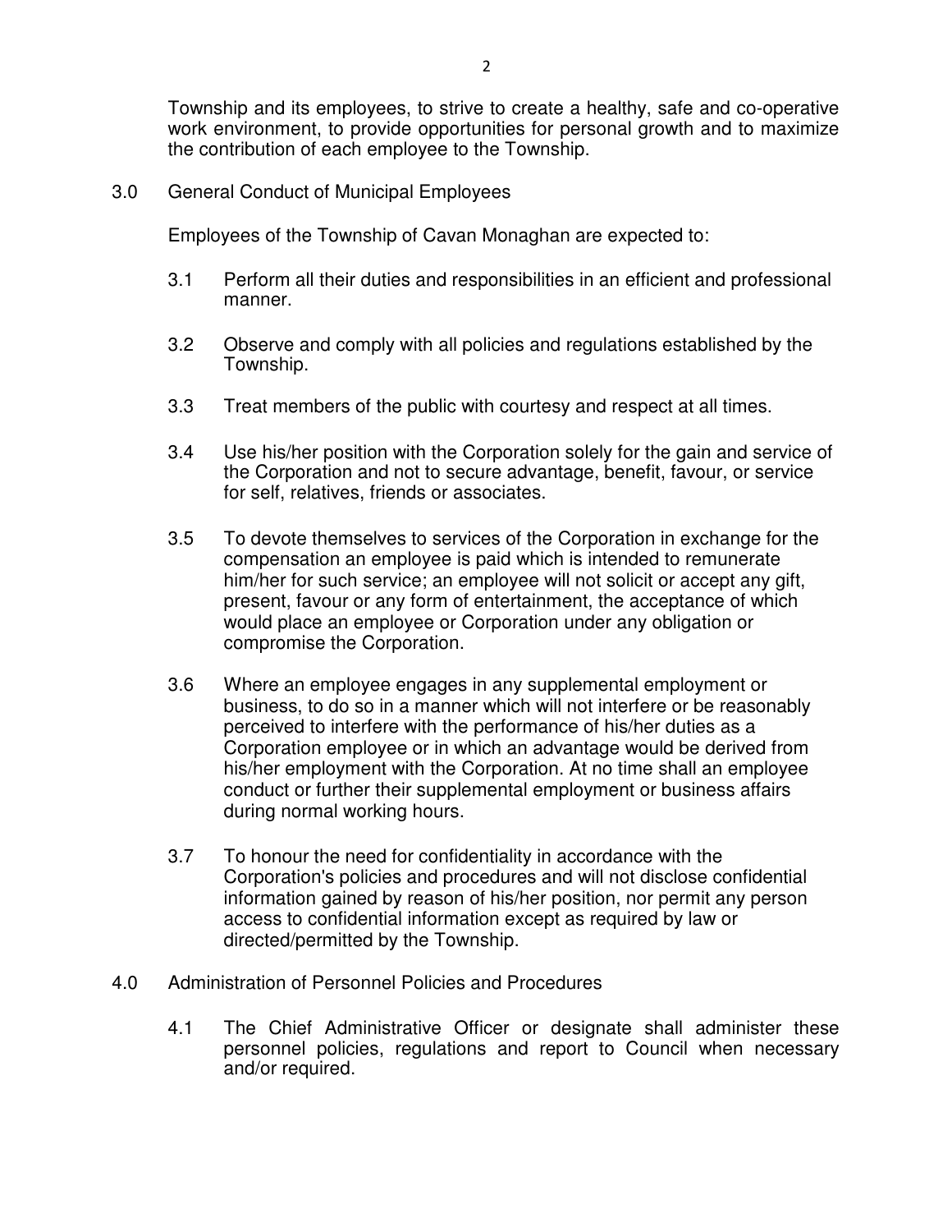Township and its employees, to strive to create a healthy, safe and co-operative work environment, to provide opportunities for personal growth and to maximize the contribution of each employee to the Township.

## 3.0 General Conduct of Municipal Employees

Employees of the Township of Cavan Monaghan are expected to:

3.1 Perform all their duties and responsibilities in an efficient and professional manner.

3.2 Observe and comply with all policies and regulations established by the Township.

3.3 Treat members of the public with courtesy and respect at all times.

3.4 Use his/her position with the Corporation solely for the gain and service of the Corporation and not to secure advantage, benefit, favour, or service for self, relatives, friends or associates.

3.5 To devote themselves to services of the Corporation in exchange for the compensation an employee is paid which is intended to remunerate him/her for such service; an employee will not solicit or accept any gift, present, favour or any form of entertainment, the acceptance of which would place an employee or Corporation under any obligation or compromise the Corporation.

3.6 Where an employee engages in any supplemental employment or business, to do so in a manner which will not interfere or be reasonably perceived to interfere with the performance of his/her duties as a Corporation employee or in which an advantage would be derived from his/her employment with the Corporation. At no time shall an employee conduct or further their supplemental employment or business affairs during normal working hours.

3.7 To honour the need for confidentiality in accordance with the Corporation's policies and procedures and will not disclose confidential information gained by reason of his/her position, nor permit any person access to confidential information except as required by law or directed/permitted by the Township.

## 4.0 Administration of Personnel Policies and Procedures

4.1 The Chief Administrative Officer or designate shall administer these personnel policies, regulations and report to Council when necessary and/or required.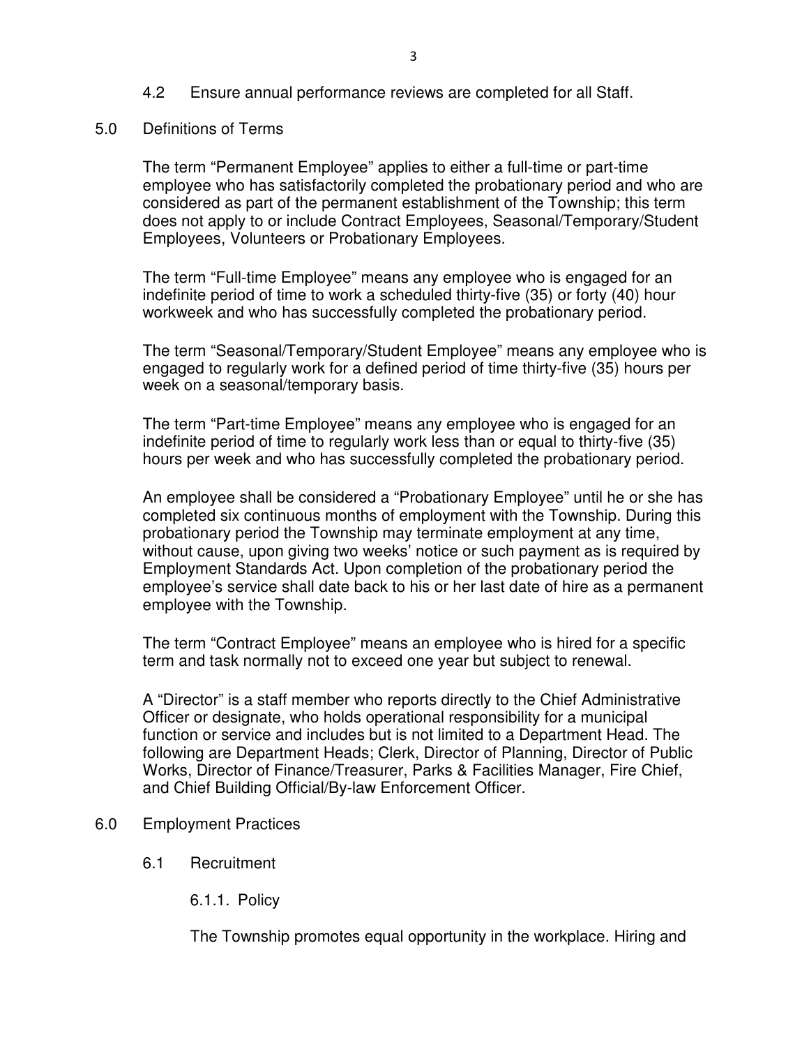4.2 Ensure annual performance reviews are completed for all Staff.

## 5.0 Definitions of Terms

The term “Permanent Employee” applies to either a full-time or part-time employee who has satisfactorily completed the probationary period and who are considered as part of the permanent establishment of the Township; this term does not apply to or include Contract Employees, Seasonal/Temporary/Student Employees, Volunteers or Probationary Employees.

The term “Full-time Employee” means any employee who is engaged for an indefinite period of time to work a scheduled thirty-five (35) or forty (40) hour workweek and who has successfully completed the probationary period.

The term “Seasonal/Temporary/Student Employee” means any employee who is engaged to regularly work for a defined period of time thirty-five (35) hours per week on a seasonal/temporary basis.

The term “Part-time Employee” means any employee who is engaged for an indefinite period of time to regularly work less than or equal to thirty-five (35) hours per week and who has successfully completed the probationary period.

An employee shall be considered a “Probationary Employee” until he or she has completed six continuous months of employment with the Township. During this probationary period the Township may terminate employment at any time, without cause, upon giving two weeks’ notice or such payment as is required by Employment Standards Act. Upon completion of the probationary period the employee’s service shall date back to his or her last date of hire as a permanent employee with the Township.

The term “Contract Employee” means an employee who is hired for a specific term and task normally not to exceed one year but subject to renewal.

A “Director” is a staff member who reports directly to the Chief Administrative Officer or designate, who holds operational responsibility for a municipal function or service and includes but is not limited to a Department Head. The following are Department Heads; Clerk, Director of Planning, Director of Public Works, Director of Finance/Treasurer, Parks & Facilities Manager, Fire Chief, and Chief Building Official/By-law Enforcement Officer.

## 6.0 Employment Practices

### 6.1 Recruitment

#### 6.1.1. Policy

The Township promotes equal opportunity in the workplace. Hiring and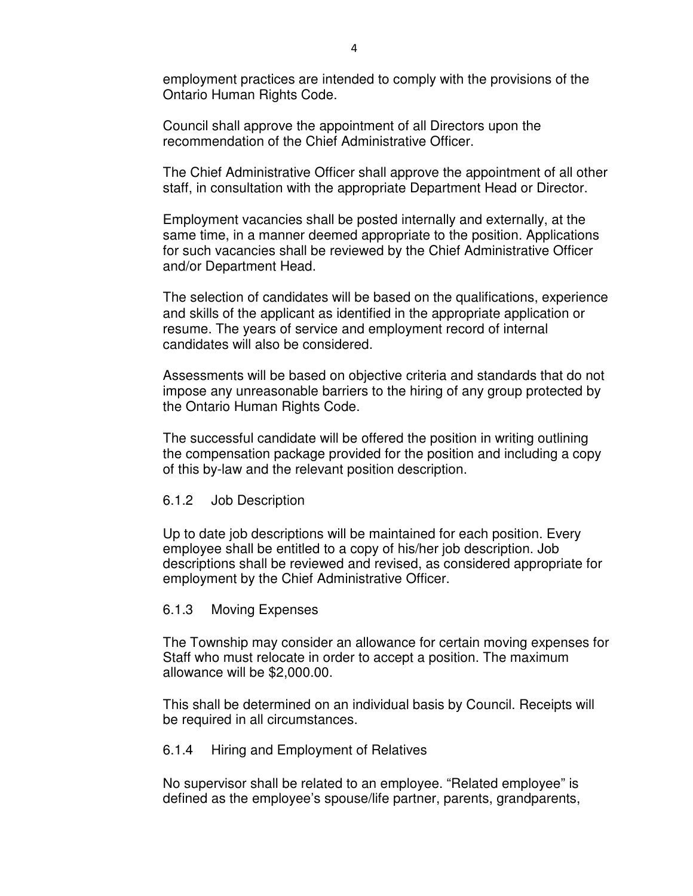employment practices are intended to comply with the provisions of the Ontario Human Rights Code.

Council shall approve the appointment of all Directors upon the recommendation of the Chief Administrative Officer.

The Chief Administrative Officer shall approve the appointment of all other staff, in consultation with the appropriate Department Head or Director.

Employment vacancies shall be posted internally and externally, at the same time, in a manner deemed appropriate to the position. Applications for such vacancies shall be reviewed by the Chief Administrative Officer and/or Department Head.

The selection of candidates will be based on the qualifications, experience and skills of the applicant as identified in the appropriate application or resume. The years of service and employment record of internal candidates will also be considered.

Assessments will be based on objective criteria and standards that do not impose any unreasonable barriers to the hiring of any group protected by the Ontario Human Rights Code.

The successful candidate will be offered the position in writing outlining the compensation package provided for the position and including a copy of this by-law and the relevant position description.

### 6.1.2 Job Description

Up to date job descriptions will be maintained for each position. Every employee shall be entitled to a copy of his/her job description. Job descriptions shall be reviewed and revised, as considered appropriate for employment by the Chief Administrative Officer.

### 6.1.3 Moving Expenses

The Township may consider an allowance for certain moving expenses for Staff who must relocate in order to accept a position. The maximum allowance will be $2,000.00.

This shall be determined on an individual basis by Council. Receipts will be required in all circumstances.

### 6.1.4 Hiring and Employment of Relatives

No supervisor shall be related to an employee. "Related employee" is defined as the employee's spouse/life partner, parents, grandparents,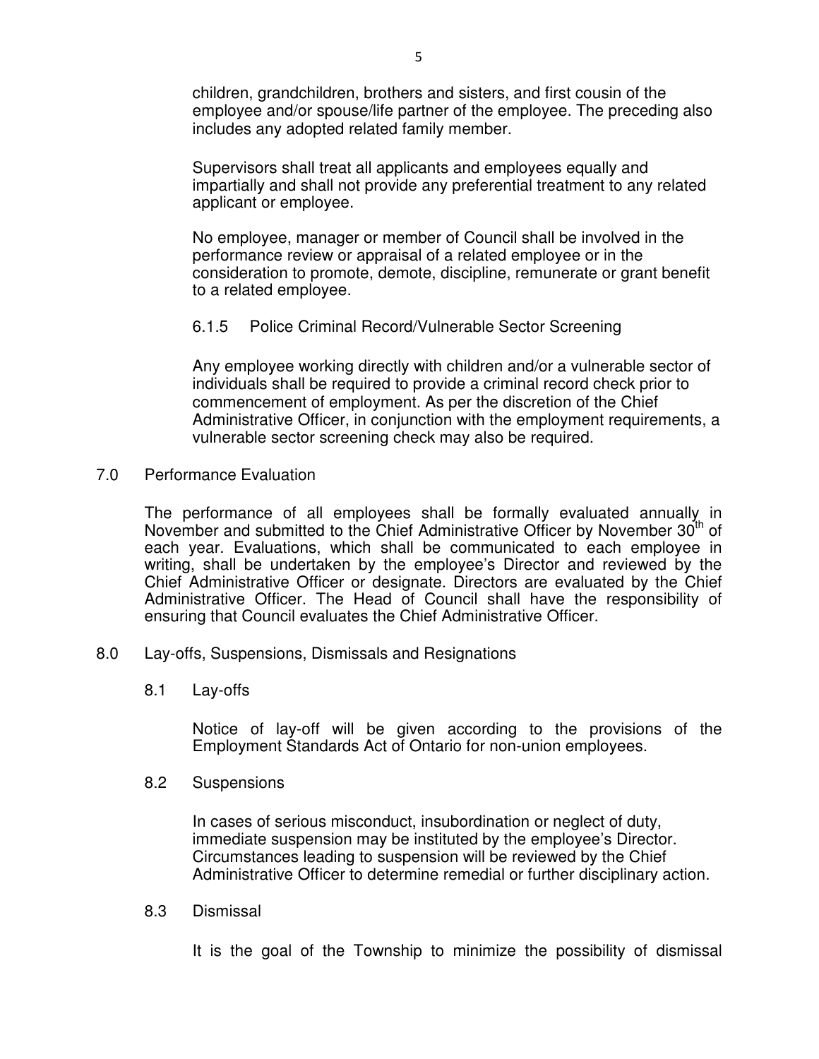children, grandchildren, brothers and sisters, and first cousin of the employee and/or spouse/life partner of the employee. The preceding also includes any adopted related family member.

Supervisors shall treat all applicants and employees equally and impartially and shall not provide any preferential treatment to any related applicant or employee.

No employee, manager or member of Council shall be involved in the performance review or appraisal of a related employee or in the consideration to promote, demote, discipline, remunerate or grant benefit to a related employee.

#### 6.1.5 Police Criminal Record/Vulnerable Sector Screening

Any employee working directly with children and/or a vulnerable sector of individuals shall be required to provide a criminal record check prior to commencement of employment. As per the discretion of the Chief Administrative Officer, in conjunction with the employment requirements, a vulnerable sector screening check may also be required.

## 7.0 Performance Evaluation

The performance of all employees shall be formally evaluated annually in November and submitted to the Chief Administrative Officer by November 30th of each year. Evaluations, which shall be communicated to each employee in writing, shall be undertaken by the employee's Director and reviewed by the Chief Administrative Officer or designate. Directors are evaluated by the Chief Administrative Officer. The Head of Council shall have the responsibility of ensuring that Council evaluates the Chief Administrative Officer.

## 8.0 Lay-offs, Suspensions, Dismissals and Resignations

### 8.1 Lay-offs

Notice of lay-off will be given according to the provisions of the Employment Standards Act of Ontario for non-union employees.

### 8.2 Suspensions

In cases of serious misconduct, insubordination or neglect of duty, immediate suspension may be instituted by the employee's Director. Circumstances leading to suspension will be reviewed by the Chief Administrative Officer to determine remedial or further disciplinary action.

### 8.3 Dismissal

It is the goal of the Township to minimize the possibility of dismissal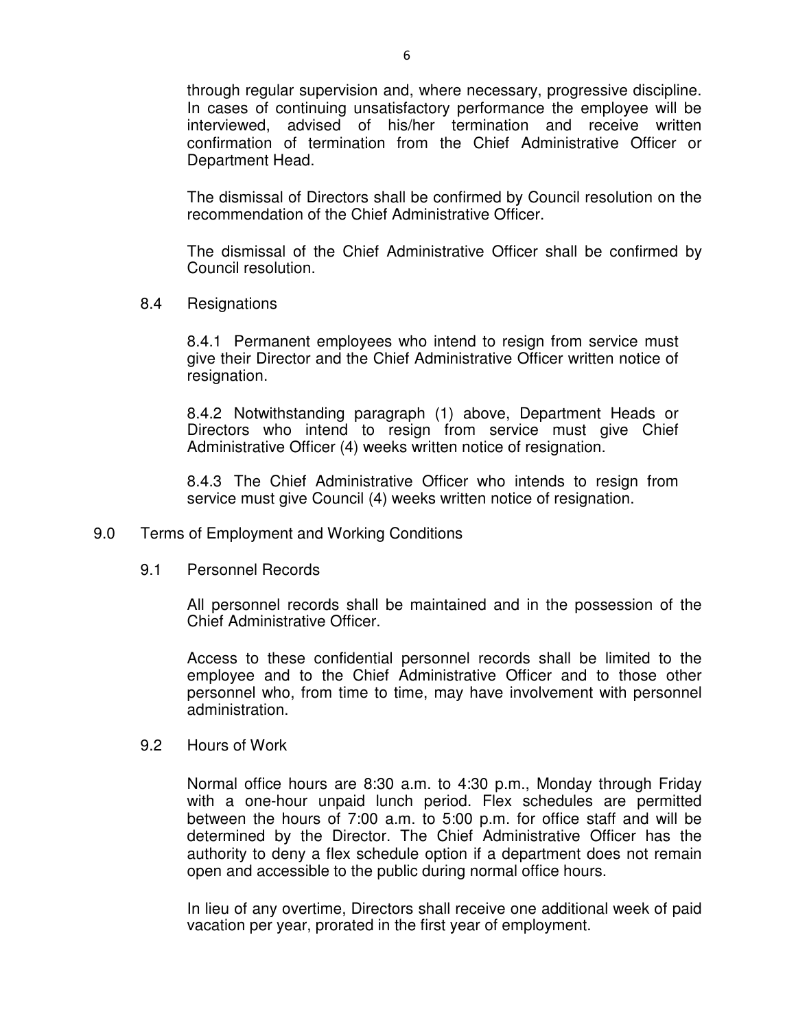through regular supervision and, where necessary, progressive discipline. In cases of continuing unsatisfactory performance the employee will be interviewed, advised of his/her termination and receive written confirmation of termination from the Chief Administrative Officer or Department Head.

The dismissal of Directors shall be confirmed by Council resolution on the recommendation of the Chief Administrative Officer.

The dismissal of the Chief Administrative Officer shall be confirmed by Council resolution.

### 8.4 Resignations

8.4.1 Permanent employees who intend to resign from service must give their Director and the Chief Administrative Officer written notice of resignation.

8.4.2 Notwithstanding paragraph (1) above, Department Heads or Directors who intend to resign from service must give Chief Administrative Officer (4) weeks written notice of resignation.

8.4.3 The Chief Administrative Officer who intends to resign from service must give Council (4) weeks written notice of resignation.

## 9.0 Terms of Employment and Working Conditions

### 9.1 Personnel Records

All personnel records shall be maintained and in the possession of the Chief Administrative Officer.

Access to these confidential personnel records shall be limited to the employee and to the Chief Administrative Officer and to those other personnel who, from time to time, may have involvement with personnel administration.

### 9.2 Hours of Work

Normal office hours are 8:30 a.m. to 4:30 p.m., Monday through Friday with a one-hour unpaid lunch period. Flex schedules are permitted between the hours of 7:00 a.m. to 5:00 p.m. for office staff and will be determined by the Director. The Chief Administrative Officer has the authority to deny a flex schedule option if a department does not remain open and accessible to the public during normal office hours.

In lieu of any overtime, Directors shall receive one additional week of paid vacation per year, prorated in the first year of employment.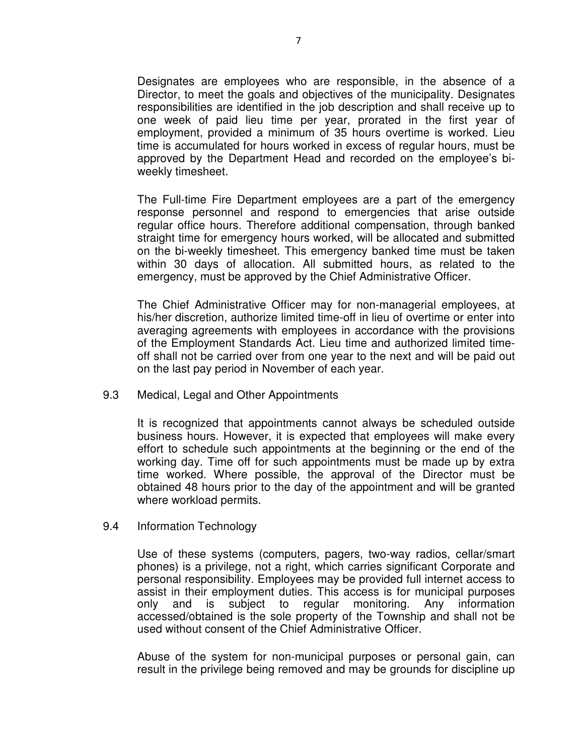Designates are employees who are responsible, in the absence of a Director, to meet the goals and objectives of the municipality. Designates responsibilities are identified in the job description and shall receive up to one week of paid lieu time per year, prorated in the first year of employment, provided a minimum of 35 hours overtime is worked. Lieu time is accumulated for hours worked in excess of regular hours, must be approved by the Department Head and recorded on the employee's bi-weekly timesheet.

The Full-time Fire Department employees are a part of the emergency response personnel and respond to emergencies that arise outside regular office hours. Therefore additional compensation, through banked straight time for emergency hours worked, will be allocated and submitted on the bi-weekly timesheet. This emergency banked time must be taken within 30 days of allocation. All submitted hours, as related to the emergency, must be approved by the Chief Administrative Officer.

The Chief Administrative Officer may for non-managerial employees, at his/her discretion, authorize limited time-off in lieu of overtime or enter into averaging agreements with employees in accordance with the provisions of the Employment Standards Act. Lieu time and authorized limited time-off shall not be carried over from one year to the next and will be paid out on the last pay period in November of each year.

9.3 Medical, Legal and Other Appointments

It is recognized that appointments cannot always be scheduled outside business hours. However, it is expected that employees will make every effort to schedule such appointments at the beginning or the end of the working day. Time off for such appointments must be made up by extra time worked. Where possible, the approval of the Director must be obtained 48 hours prior to the day of the appointment and will be granted where workload permits.

9.4 Information Technology

Use of these systems (computers, pagers, two-way radios, cellar/smart phones) is a privilege, not a right, which carries significant Corporate and personal responsibility. Employees may be provided full internet access to assist in their employment duties. This access is for municipal purposes only and is subject to regular monitoring. Any information accessed/obtained is the sole property of the Township and shall not be used without consent of the Chief Administrative Officer.

Abuse of the system for non-municipal purposes or personal gain, can result in the privilege being removed and may be grounds for discipline up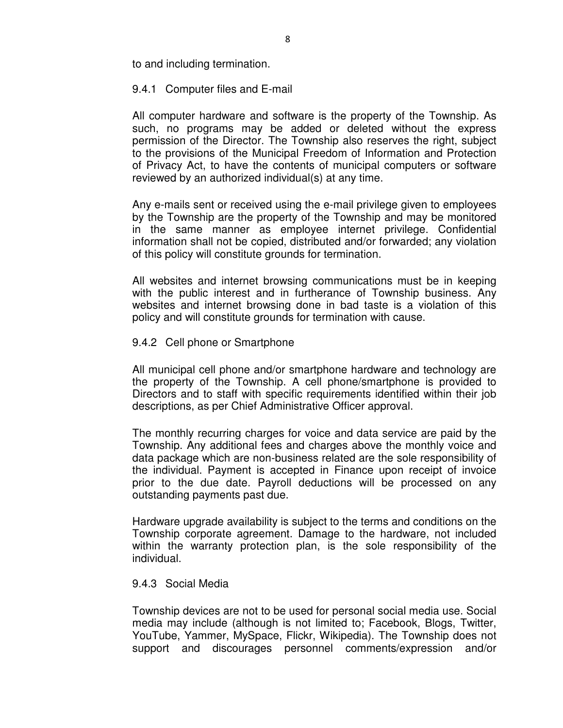to and including termination.

### 9.4.1 Computer files and E-mail

All computer hardware and software is the property of the Township. As such, no programs may be added or deleted without the express permission of the Director. The Township also reserves the right, subject to the provisions of the Municipal Freedom of Information and Protection of Privacy Act, to have the contents of municipal computers or software reviewed by an authorized individual(s) at any time.

Any e-mails sent or received using the e-mail privilege given to employees by the Township are the property of the Township and may be monitored in the same manner as employee internet privilege. Confidential information shall not be copied, distributed and/or forwarded; any violation of this policy will constitute grounds for termination.

All websites and internet browsing communications must be in keeping with the public interest and in furtherance of Township business. Any websites and internet browsing done in bad taste is a violation of this policy and will constitute grounds for termination with cause.

### 9.4.2 Cell phone or Smartphone

All municipal cell phone and/or smartphone hardware and technology are the property of the Township. A cell phone/smartphone is provided to Directors and to staff with specific requirements identified within their job descriptions, as per Chief Administrative Officer approval.

The monthly recurring charges for voice and data service are paid by the Township. Any additional fees and charges above the monthly voice and data package which are non-business related are the sole responsibility of the individual. Payment is accepted in Finance upon receipt of invoice prior to the due date. Payroll deductions will be processed on any outstanding payments past due.

Hardware upgrade availability is subject to the terms and conditions on the Township corporate agreement. Damage to the hardware, not included within the warranty protection plan, is the sole responsibility of the individual.

### 9.4.3 Social Media

Township devices are not to be used for personal social media use. Social media may include (although is not limited to; Facebook, Blogs, Twitter, YouTube, Yammer, MySpace, Flickr, Wikipedia). The Township does not support and discourages personnel comments/expression and/or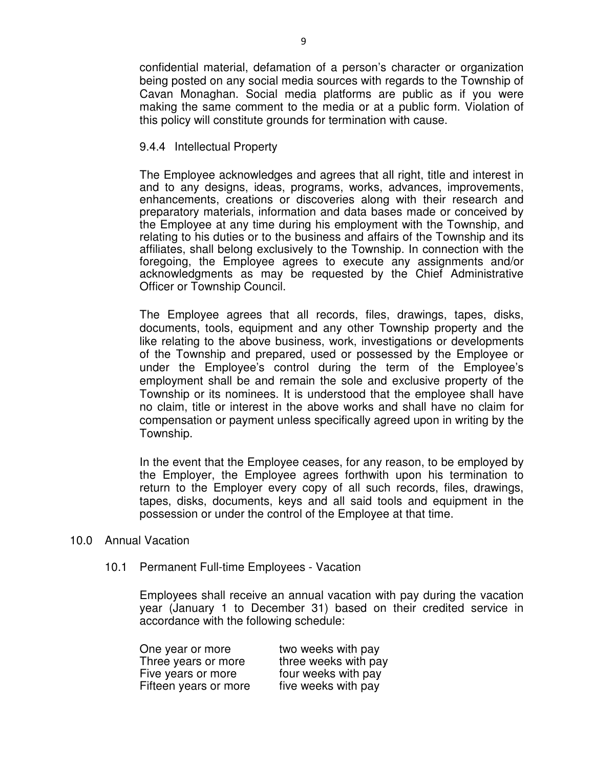confidential material, defamation of a person's character or organization being posted on any social media sources with regards to the Township of Cavan Monaghan. Social media platforms are public as if you were making the same comment to the media or at a public form. Violation of this policy will constitute grounds for termination with cause.

#### 9.4.4 Intellectual Property

The Employee acknowledges and agrees that all right, title and interest in and to any designs, ideas, programs, works, advances, improvements, enhancements, creations or discoveries along with their research and preparatory materials, information and data bases made or conceived by the Employee at any time during his employment with the Township, and relating to his duties or to the business and affairs of the Township and its affiliates, shall belong exclusively to the Township. In connection with the foregoing, the Employee agrees to execute any assignments and/or acknowledgments as may be requested by the Chief Administrative Officer or Township Council.

The Employee agrees that all records, files, drawings, tapes, disks, documents, tools, equipment and any other Township property and the like relating to the above business, work, investigations or developments of the Township and prepared, used or possessed by the Employee or under the Employee's control during the term of the Employee's employment shall be and remain the sole and exclusive property of the Township or its nominees. It is understood that the employee shall have no claim, title or interest in the above works and shall have no claim for compensation or payment unless specifically agreed upon in writing by the Township.

In the event that the Employee ceases, for any reason, to be employed by the Employer, the Employee agrees forthwith upon his termination to return to the Employer every copy of all such records, files, drawings, tapes, disks, documents, keys and all said tools and equipment in the possession or under the control of the Employee at that time.

## 10.0 Annual Vacation

### 10.1 Permanent Full-time Employees - Vacation

Employees shall receive an annual vacation with pay during the vacation year (January 1 to December 31) based on their credited service in accordance with the following schedule:

| | |
|---|---|
| One year or more | two weeks with pay |
| Three years or more | three weeks with pay |
| Five years or more | four weeks with pay |
| Fifteen years or more | five weeks with pay |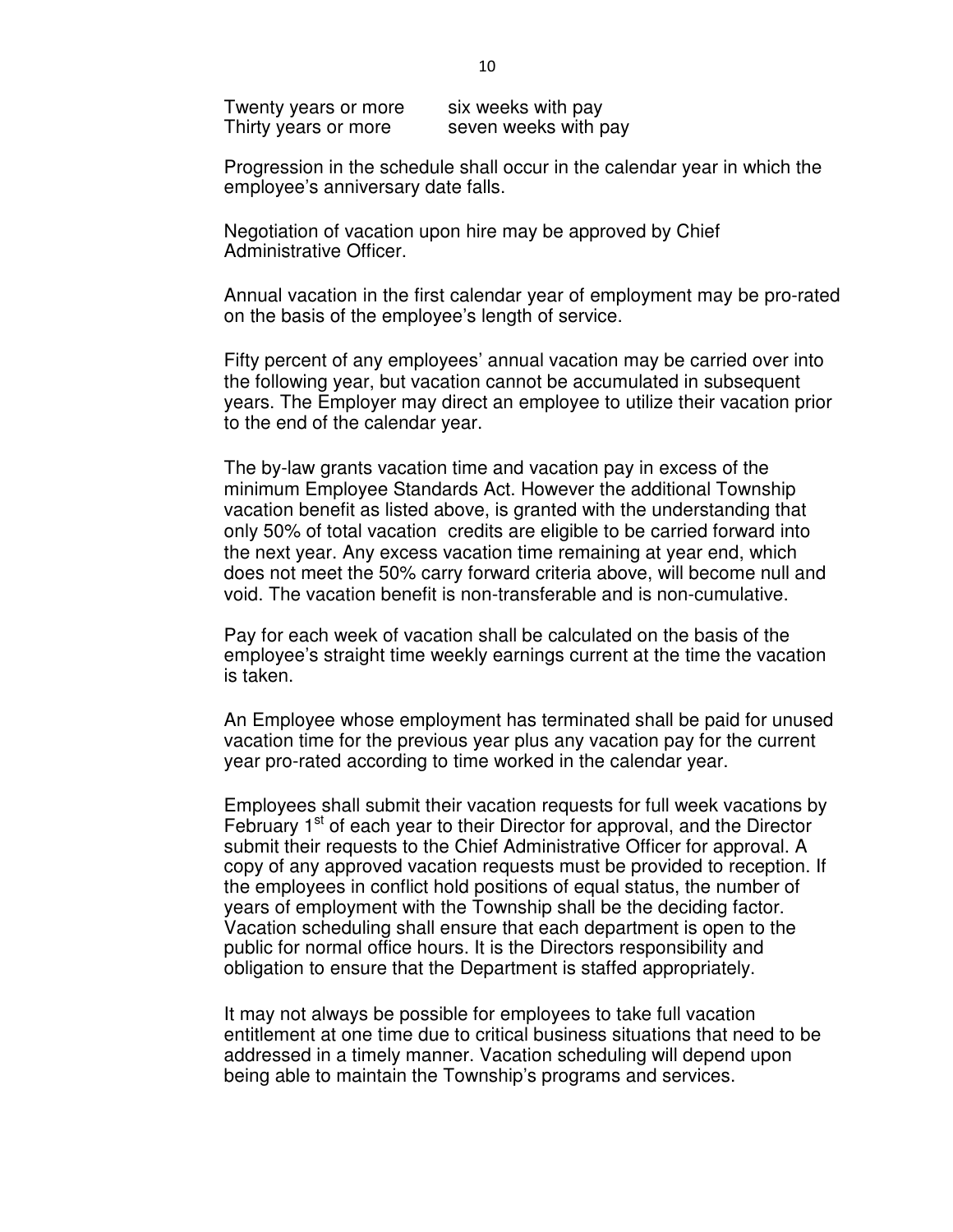| | |
|---|---|
| Twenty years or more | six weeks with pay |
| Thirty years or more | seven weeks with pay |

Progression in the schedule shall occur in the calendar year in which the employee's anniversary date falls.

Negotiation of vacation upon hire may be approved by Chief Administrative Officer.

Annual vacation in the first calendar year of employment may be pro-rated on the basis of the employee's length of service.

Fifty percent of any employees' annual vacation may be carried over into the following year, but vacation cannot be accumulated in subsequent years. The Employer may direct an employee to utilize their vacation prior to the end of the calendar year.

The by-law grants vacation time and vacation pay in excess of the minimum Employee Standards Act. However the additional Township vacation benefit as listed above, is granted with the understanding that only 50% of total vacation credits are eligible to be carried forward into the next year. Any excess vacation time remaining at year end, which does not meet the 50% carry forward criteria above, will become null and void. The vacation benefit is non-transferable and is non-cumulative.

Pay for each week of vacation shall be calculated on the basis of the employee's straight time weekly earnings current at the time the vacation is taken.

An Employee whose employment has terminated shall be paid for unused vacation time for the previous year plus any vacation pay for the current year pro-rated according to time worked in the calendar year.

Employees shall submit their vacation requests for full week vacations by February 1st of each year to their Director for approval, and the Director submit their requests to the Chief Administrative Officer for approval. A copy of any approved vacation requests must be provided to reception. If the employees in conflict hold positions of equal status, the number of years of employment with the Township shall be the deciding factor. Vacation scheduling shall ensure that each department is open to the public for normal office hours. It is the Directors responsibility and obligation to ensure that the Department is staffed appropriately.

It may not always be possible for employees to take full vacation entitlement at one time due to critical business situations that need to be addressed in a timely manner. Vacation scheduling will depend upon being able to maintain the Township's programs and services.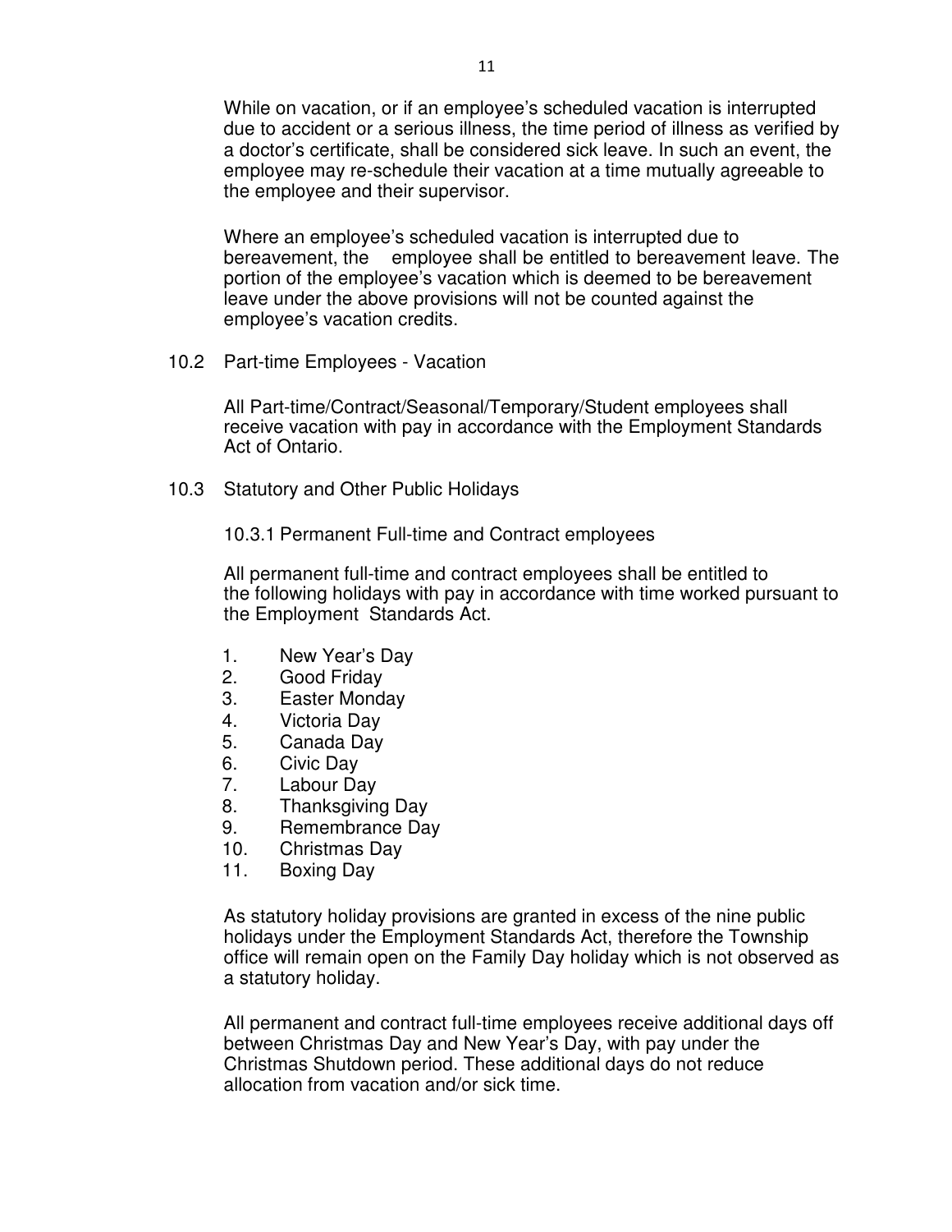While on vacation, or if an employee's scheduled vacation is interrupted due to accident or a serious illness, the time period of illness as verified by a doctor's certificate, shall be considered sick leave. In such an event, the employee may re-schedule their vacation at a time mutually agreeable to the employee and their supervisor.

Where an employee's scheduled vacation is interrupted due to bereavement, the employee shall be entitled to bereavement leave. The portion of the employee's vacation which is deemed to be bereavement leave under the above provisions will not be counted against the employee's vacation credits.

## 10.2 Part-time Employees - Vacation

All Part-time/Contract/Seasonal/Temporary/Student employees shall receive vacation with pay in accordance with the Employment Standards Act of Ontario.

## 10.3 Statutory and Other Public Holidays

### 10.3.1 Permanent Full-time and Contract employees

All permanent full-time and contract employees shall be entitled to the following holidays with pay in accordance with time worked pursuant to the Employment Standards Act.

1. New Year's Day
2. Good Friday
3. Easter Monday
4. Victoria Day
5. Canada Day
6. Civic Day
7. Labour Day
8. Thanksgiving Day
9. Remembrance Day
10. Christmas Day
11. Boxing Day

As statutory holiday provisions are granted in excess of the nine public holidays under the Employment Standards Act, therefore the Township office will remain open on the Family Day holiday which is not observed as a statutory holiday.

All permanent and contract full-time employees receive additional days off between Christmas Day and New Year's Day, with pay under the Christmas Shutdown period. These additional days do not reduce allocation from vacation and/or sick time.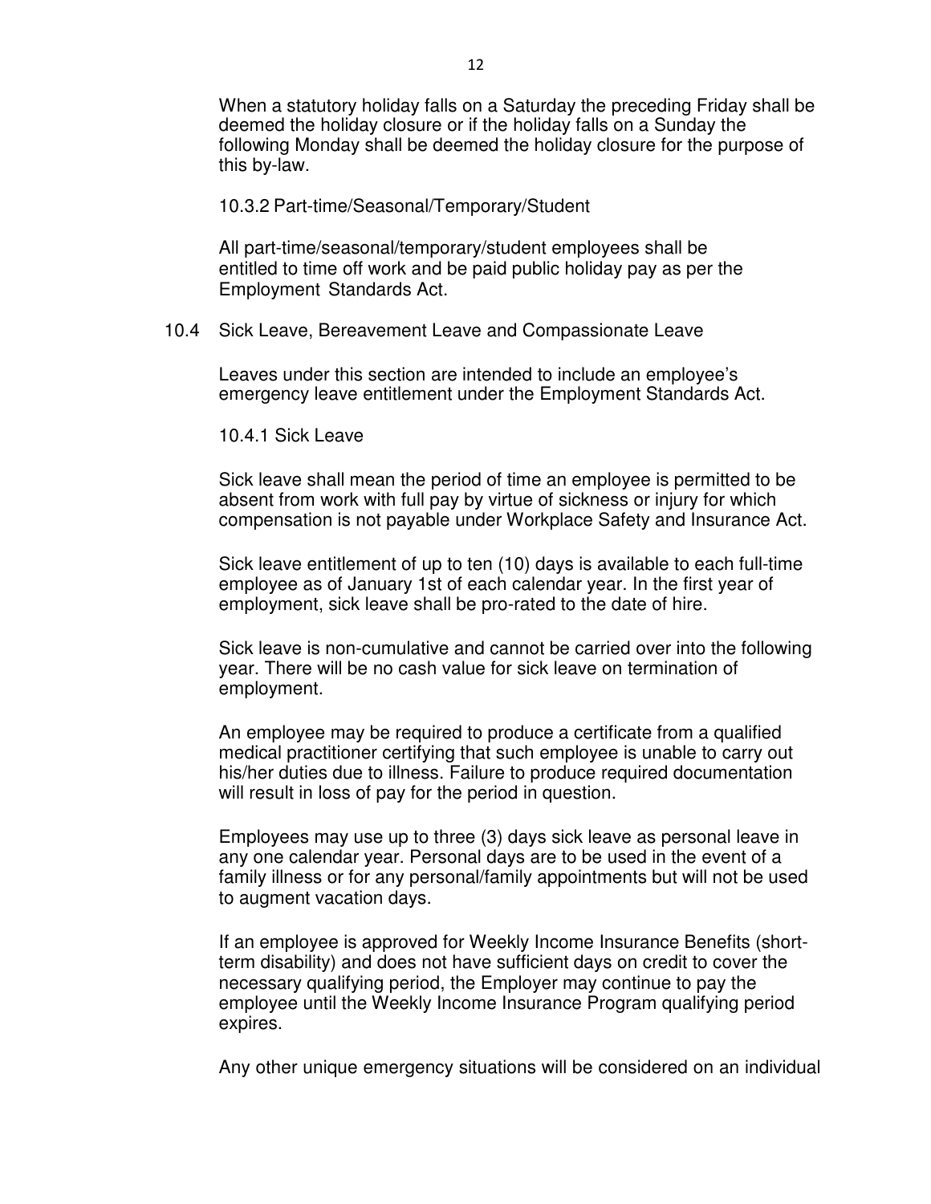When a statutory holiday falls on a Saturday the preceding Friday shall be deemed the holiday closure or if the holiday falls on a Sunday the following Monday shall be deemed the holiday closure for the purpose of this by-law.

10.3.2 Part-time/Seasonal/Temporary/Student

All part-time/seasonal/temporary/student employees shall be entitled to time off work and be paid public holiday pay as per the Employment Standards Act.

## 10.4 Sick Leave, Bereavement Leave and Compassionate Leave

Leaves under this section are intended to include an employee's emergency leave entitlement under the Employment Standards Act.

### 10.4.1 Sick Leave

Sick leave shall mean the period of time an employee is permitted to be absent from work with full pay by virtue of sickness or injury for which compensation is not payable under Workplace Safety and Insurance Act.

Sick leave entitlement of up to ten (10) days is available to each full-time employee as of January 1st of each calendar year. In the first year of employment, sick leave shall be pro-rated to the date of hire.

Sick leave is non-cumulative and cannot be carried over into the following year. There will be no cash value for sick leave on termination of employment.

An employee may be required to produce a certificate from a qualified medical practitioner certifying that such employee is unable to carry out his/her duties due to illness. Failure to produce required documentation will result in loss of pay for the period in question.

Employees may use up to three (3) days sick leave as personal leave in any one calendar year. Personal days are to be used in the event of a family illness or for any personal/family appointments but will not be used to augment vacation days.

If an employee is approved for Weekly Income Insurance Benefits (short-term disability) and does not have sufficient days on credit to cover the necessary qualifying period, the Employer may continue to pay the employee until the Weekly Income Insurance Program qualifying period expires.

Any other unique emergency situations will be considered on an individual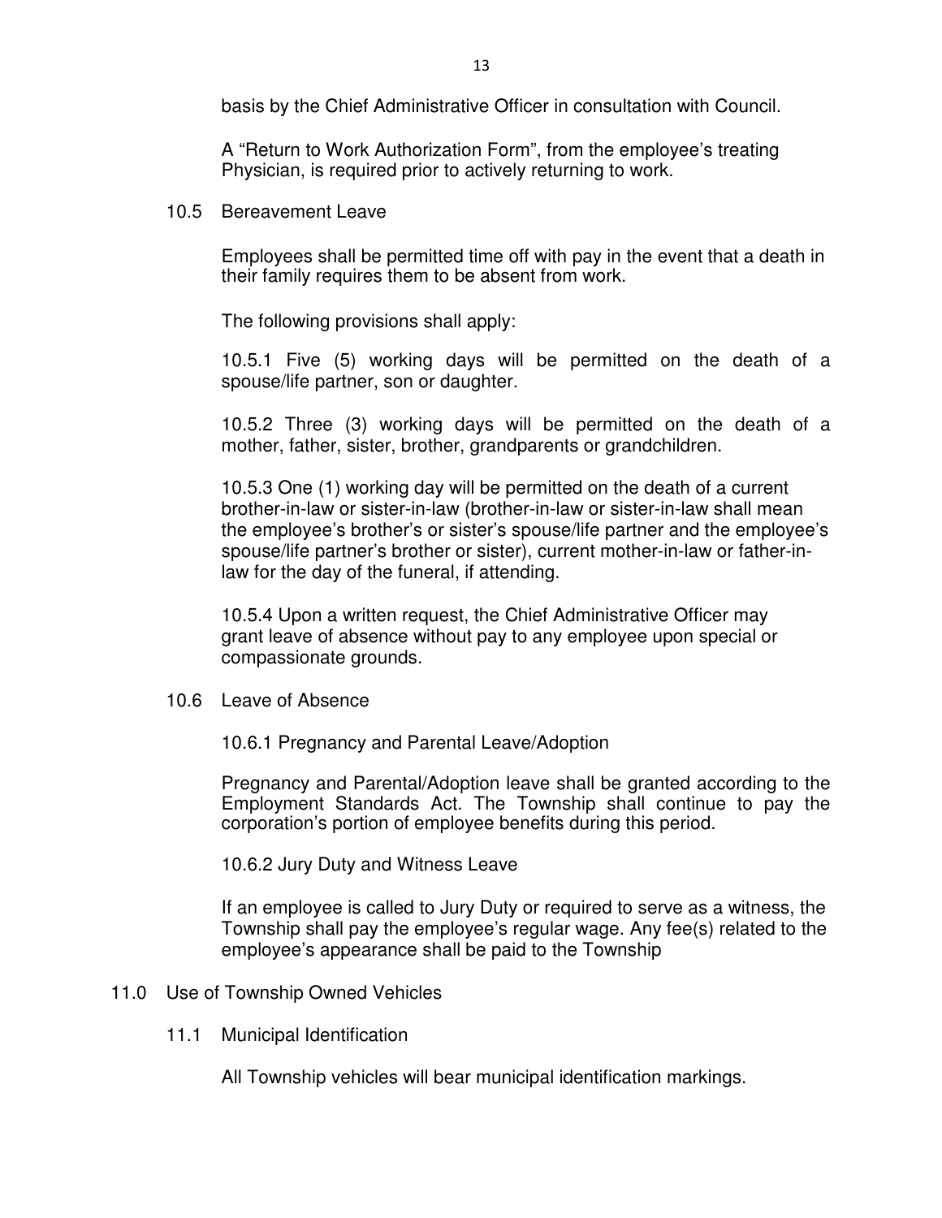basis by the Chief Administrative Officer in consultation with Council.

A "Return to Work Authorization Form", from the employee's treating Physician, is required prior to actively returning to work.

### 10.5 Bereavement Leave

Employees shall be permitted time off with pay in the event that a death in their family requires them to be absent from work.

The following provisions shall apply:

10.5.1 Five (5) working days will be permitted on the death of a spouse/life partner, son or daughter.

10.5.2 Three (3) working days will be permitted on the death of a mother, father, sister, brother, grandparents or grandchildren.

10.5.3 One (1) working day will be permitted on the death of a current brother-in-law or sister-in-law (brother-in-law or sister-in-law shall mean the employee's brother's or sister's spouse/life partner and the employee's spouse/life partner's brother or sister), current mother-in-law or father-in-law for the day of the funeral, if attending.

10.5.4 Upon a written request, the Chief Administrative Officer may grant leave of absence without pay to any employee upon special or compassionate grounds.

### 10.6 Leave of Absence

#### 10.6.1 Pregnancy and Parental Leave/Adoption

Pregnancy and Parental/Adoption leave shall be granted according to the Employment Standards Act. The Township shall continue to pay the corporation's portion of employee benefits during this period.

#### 10.6.2 Jury Duty and Witness Leave

If an employee is called to Jury Duty or required to serve as a witness, the Township shall pay the employee's regular wage. Any fee(s) related to the employee's appearance shall be paid to the Township

## 11.0 Use of Township Owned Vehicles

### 11.1 Municipal Identification

All Township vehicles will bear municipal identification markings.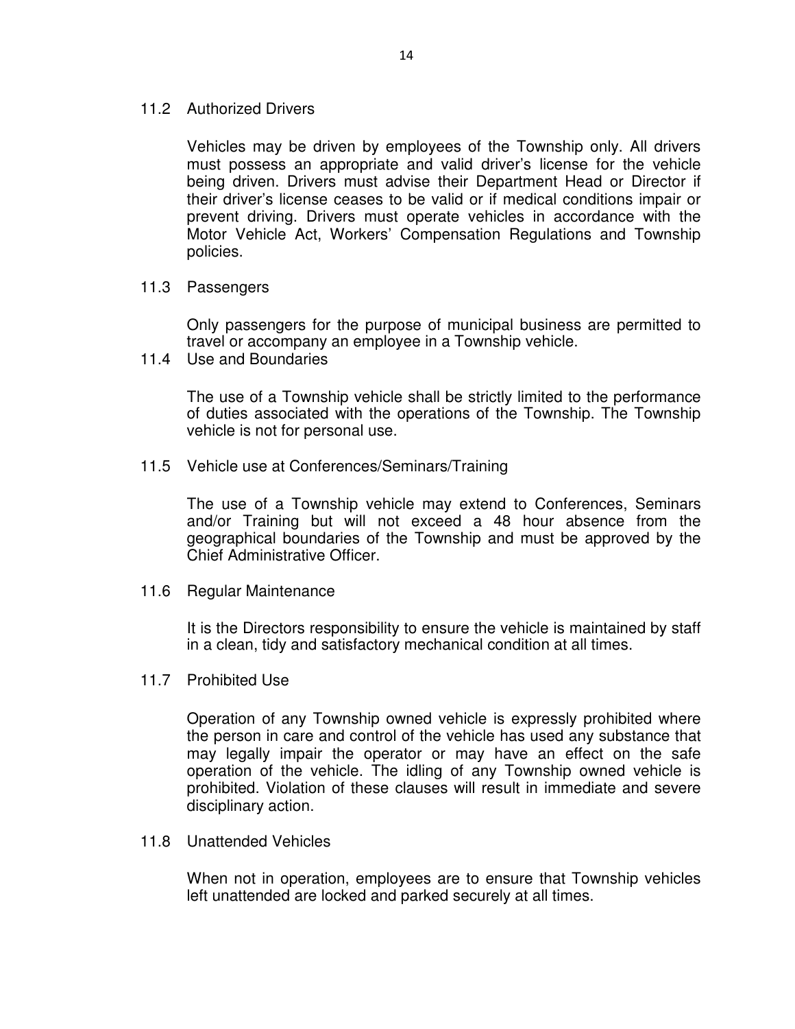### 11.2 Authorized Drivers

Vehicles may be driven by employees of the Township only. All drivers must possess an appropriate and valid driver's license for the vehicle being driven. Drivers must advise their Department Head or Director if their driver's license ceases to be valid or if medical conditions impair or prevent driving. Drivers must operate vehicles in accordance with the Motor Vehicle Act, Workers' Compensation Regulations and Township policies.

### 11.3 Passengers

Only passengers for the purpose of municipal business are permitted to travel or accompany an employee in a Township vehicle.

### 11.4 Use and Boundaries

The use of a Township vehicle shall be strictly limited to the performance of duties associated with the operations of the Township. The Township vehicle is not for personal use.

### 11.5 Vehicle use at Conferences/Seminars/Training

The use of a Township vehicle may extend to Conferences, Seminars and/or Training but will not exceed a 48 hour absence from the geographical boundaries of the Township and must be approved by the Chief Administrative Officer.

### 11.6 Regular Maintenance

It is the Directors responsibility to ensure the vehicle is maintained by staff in a clean, tidy and satisfactory mechanical condition at all times.

### 11.7 Prohibited Use

Operation of any Township owned vehicle is expressly prohibited where the person in care and control of the vehicle has used any substance that may legally impair the operator or may have an effect on the safe operation of the vehicle. The idling of any Township owned vehicle is prohibited. Violation of these clauses will result in immediate and severe disciplinary action.

### 11.8 Unattended Vehicles

When not in operation, employees are to ensure that Township vehicles left unattended are locked and parked securely at all times.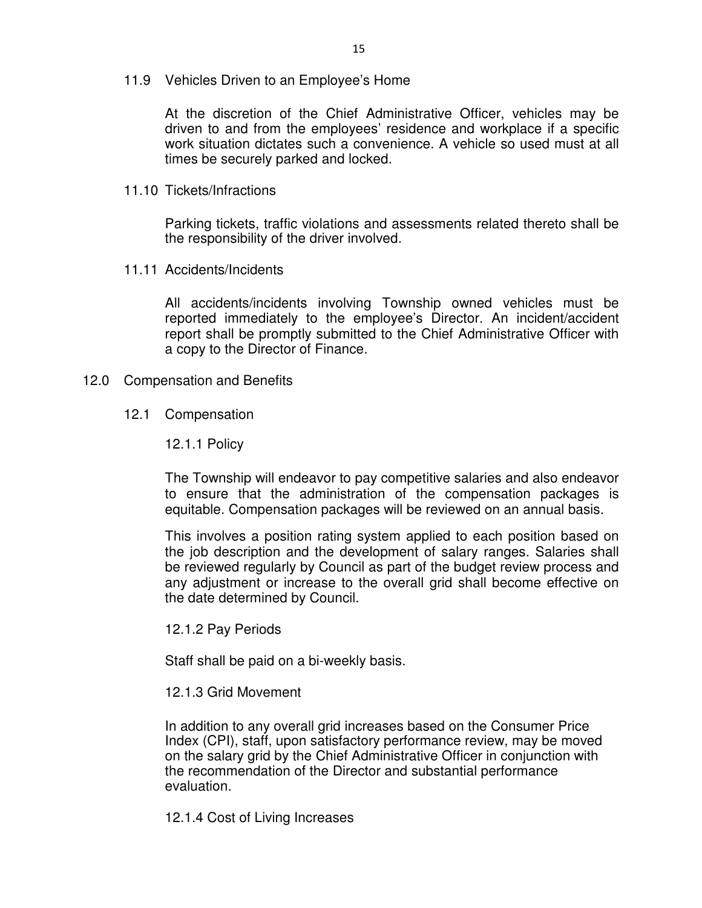### 11.9 Vehicles Driven to an Employee's Home

At the discretion of the Chief Administrative Officer, vehicles may be driven to and from the employees' residence and workplace if a specific work situation dictates such a convenience. A vehicle so used must at all times be securely parked and locked.

### 11.10 Tickets/Infractions

Parking tickets, traffic violations and assessments related thereto shall be the responsibility of the driver involved.

### 11.11 Accidents/Incidents

All accidents/incidents involving Township owned vehicles must be reported immediately to the employee's Director. An incident/accident report shall be promptly submitted to the Chief Administrative Officer with a copy to the Director of Finance.

## 12.0 Compensation and Benefits

### 12.1 Compensation

#### 12.1.1 Policy

The Township will endeavor to pay competitive salaries and also endeavor to ensure that the administration of the compensation packages is equitable. Compensation packages will be reviewed on an annual basis.

This involves a position rating system applied to each position based on the job description and the development of salary ranges. Salaries shall be reviewed regularly by Council as part of the budget review process and any adjustment or increase to the overall grid shall become effective on the date determined by Council.

#### 12.1.2 Pay Periods

Staff shall be paid on a bi-weekly basis.

#### 12.1.3 Grid Movement

In addition to any overall grid increases based on the Consumer Price Index (CPI), staff, upon satisfactory performance review, may be moved on the salary grid by the Chief Administrative Officer in conjunction with the recommendation of the Director and substantial performance evaluation.

#### 12.1.4 Cost of Living Increases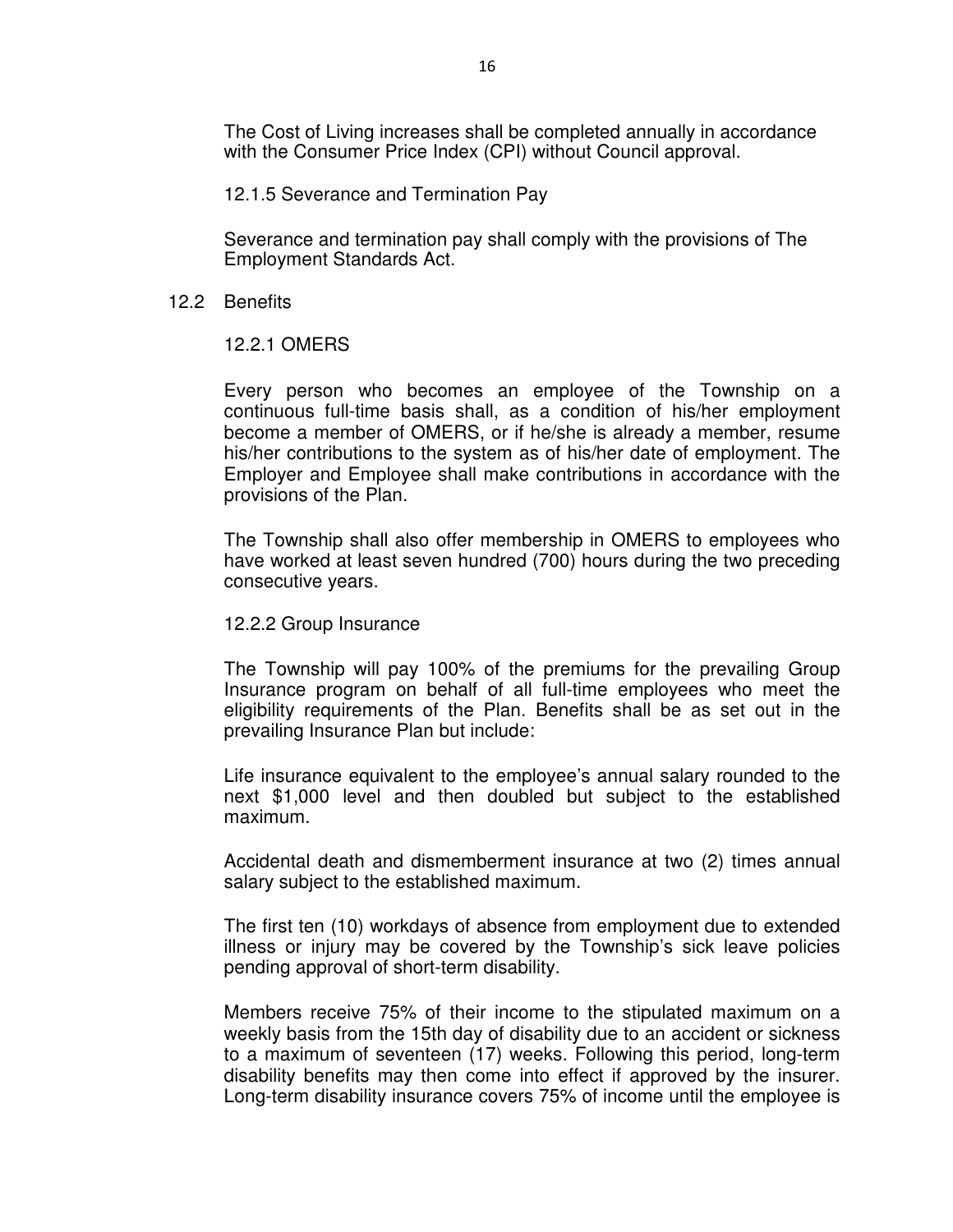The Cost of Living increases shall be completed annually in accordance with the Consumer Price Index (CPI) without Council approval.

#### 12.1.5 Severance and Termination Pay

Severance and termination pay shall comply with the provisions of The Employment Standards Act.

### 12.2 Benefits

#### 12.2.1 OMERS

Every person who becomes an employee of the Township on a continuous full-time basis shall, as a condition of his/her employment become a member of OMERS, or if he/she is already a member, resume his/her contributions to the system as of his/her date of employment. The Employer and Employee shall make contributions in accordance with the provisions of the Plan.

The Township shall also offer membership in OMERS to employees who have worked at least seven hundred (700) hours during the two preceding consecutive years.

#### 12.2.2 Group Insurance

The Township will pay 100% of the premiums for the prevailing Group Insurance program on behalf of all full-time employees who meet the eligibility requirements of the Plan. Benefits shall be as set out in the prevailing Insurance Plan but include:

Life insurance equivalent to the employee's annual salary rounded to the next $1,000 level and then doubled but subject to the established maximum.

Accidental death and dismemberment insurance at two (2) times annual salary subject to the established maximum.

The first ten (10) workdays of absence from employment due to extended illness or injury may be covered by the Township's sick leave policies pending approval of short-term disability.

Members receive 75% of their income to the stipulated maximum on a weekly basis from the 15th day of disability due to an accident or sickness to a maximum of seventeen (17) weeks. Following this period, long-term disability benefits may then come into effect if approved by the insurer. Long-term disability insurance covers 75% of income until the employee is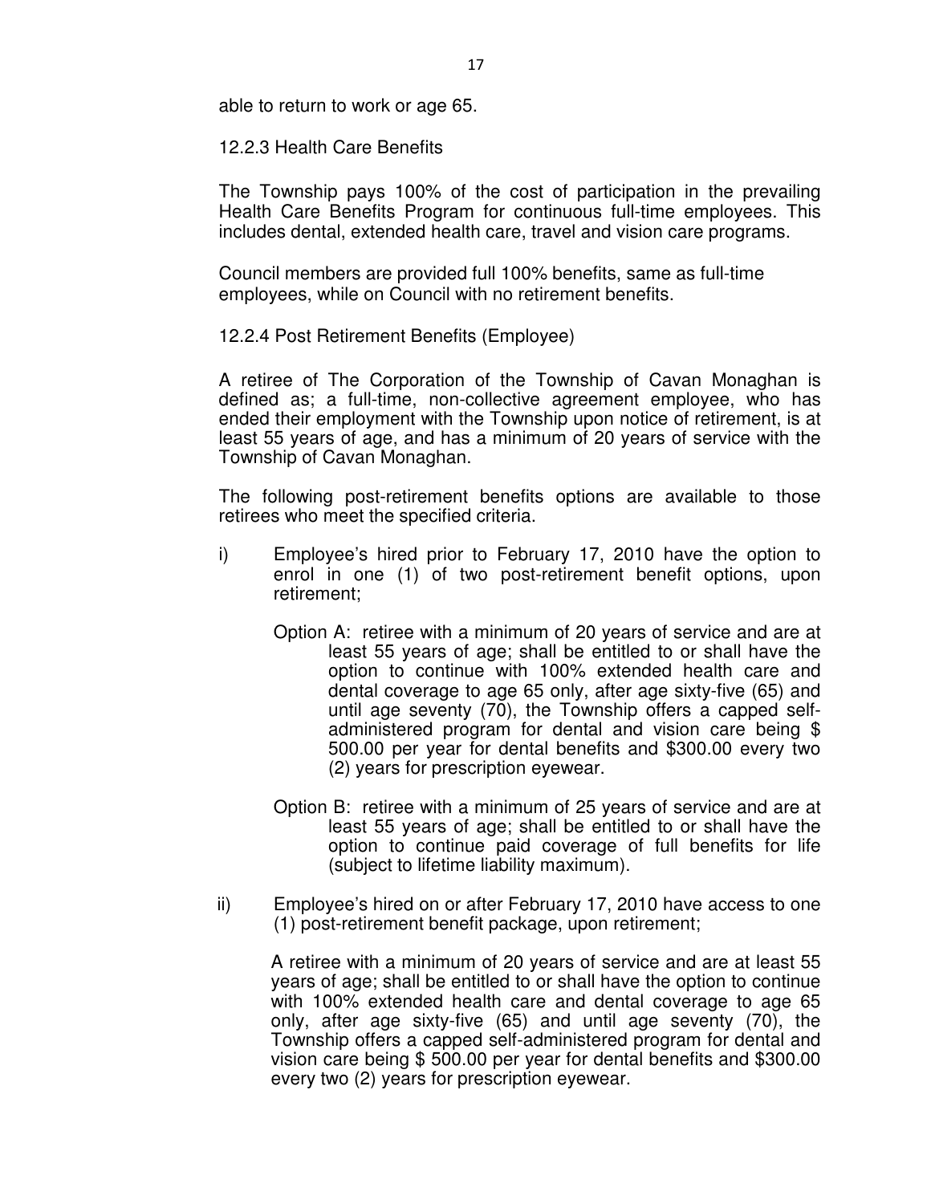able to return to work or age 65.

12.2.3 Health Care Benefits

The Township pays 100% of the cost of participation in the prevailing Health Care Benefits Program for continuous full-time employees. This includes dental, extended health care, travel and vision care programs.

Council members are provided full 100% benefits, same as full-time employees, while on Council with no retirement benefits.

12.2.4 Post Retirement Benefits (Employee)

A retiree of The Corporation of the Township of Cavan Monaghan is defined as; a full-time, non-collective agreement employee, who has ended their employment with the Township upon notice of retirement, is at least 55 years of age, and has a minimum of 20 years of service with the Township of Cavan Monaghan.

The following post-retirement benefits options are available to those retirees who meet the specified criteria.

i) Employee's hired prior to February 17, 2010 have the option to enrol in one (1) of two post-retirement benefit options, upon retirement;

   Option A: retiree with a minimum of 20 years of service and are at least 55 years of age; shall be entitled to or shall have the option to continue with 100% extended health care and dental coverage to age 65 only, after age sixty-five (65) and until age seventy (70), the Township offers a capped self-administered program for dental and vision care being $ 500.00 per year for dental benefits and $300.00 every two (2) years for prescription eyewear.

   Option B: retiree with a minimum of 25 years of service and are at least 55 years of age; shall be entitled to or shall have the option to continue paid coverage of full benefits for life (subject to lifetime liability maximum).

ii) Employee's hired on or after February 17, 2010 have access to one (1) post-retirement benefit package, upon retirement;

   A retiree with a minimum of 20 years of service and are at least 55 years of age; shall be entitled to or shall have the option to continue with 100% extended health care and dental coverage to age 65 only, after age sixty-five (65) and until age seventy (70), the Township offers a capped self-administered program for dental and vision care being $ 500.00 per year for dental benefits and $300.00 every two (2) years for prescription eyewear.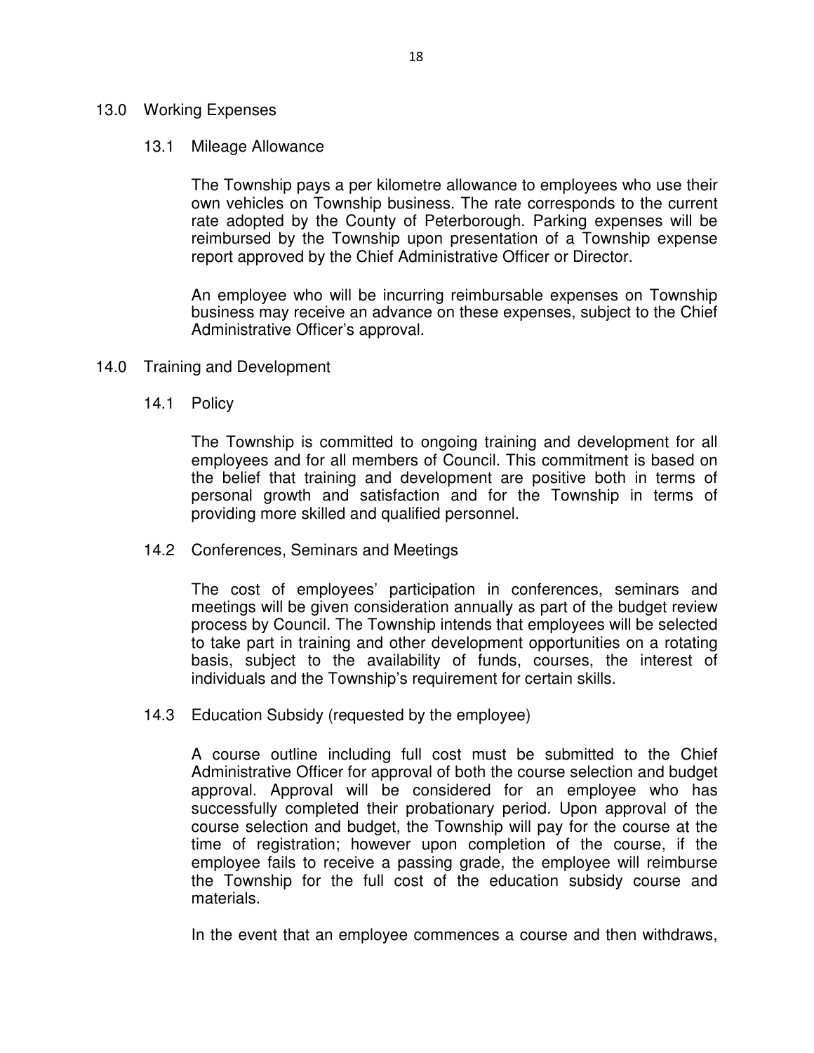## 13.0 Working Expenses

### 13.1 Mileage Allowance

The Township pays a per kilometre allowance to employees who use their own vehicles on Township business. The rate corresponds to the current rate adopted by the County of Peterborough. Parking expenses will be reimbursed by the Township upon presentation of a Township expense report approved by the Chief Administrative Officer or Director.

An employee who will be incurring reimbursable expenses on Township business may receive an advance on these expenses, subject to the Chief Administrative Officer's approval.

## 14.0 Training and Development

### 14.1 Policy

The Township is committed to ongoing training and development for all employees and for all members of Council. This commitment is based on the belief that training and development are positive both in terms of personal growth and satisfaction and for the Township in terms of providing more skilled and qualified personnel.

### 14.2 Conferences, Seminars and Meetings

The cost of employees' participation in conferences, seminars and meetings will be given consideration annually as part of the budget review process by Council. The Township intends that employees will be selected to take part in training and other development opportunities on a rotating basis, subject to the availability of funds, courses, the interest of individuals and the Township's requirement for certain skills.

### 14.3 Education Subsidy (requested by the employee)

A course outline including full cost must be submitted to the Chief Administrative Officer for approval of both the course selection and budget approval. Approval will be considered for an employee who has successfully completed their probationary period. Upon approval of the course selection and budget, the Township will pay for the course at the time of registration; however upon completion of the course, if the employee fails to receive a passing grade, the employee will reimburse the Township for the full cost of the education subsidy course and materials.

In the event that an employee commences a course and then withdraws,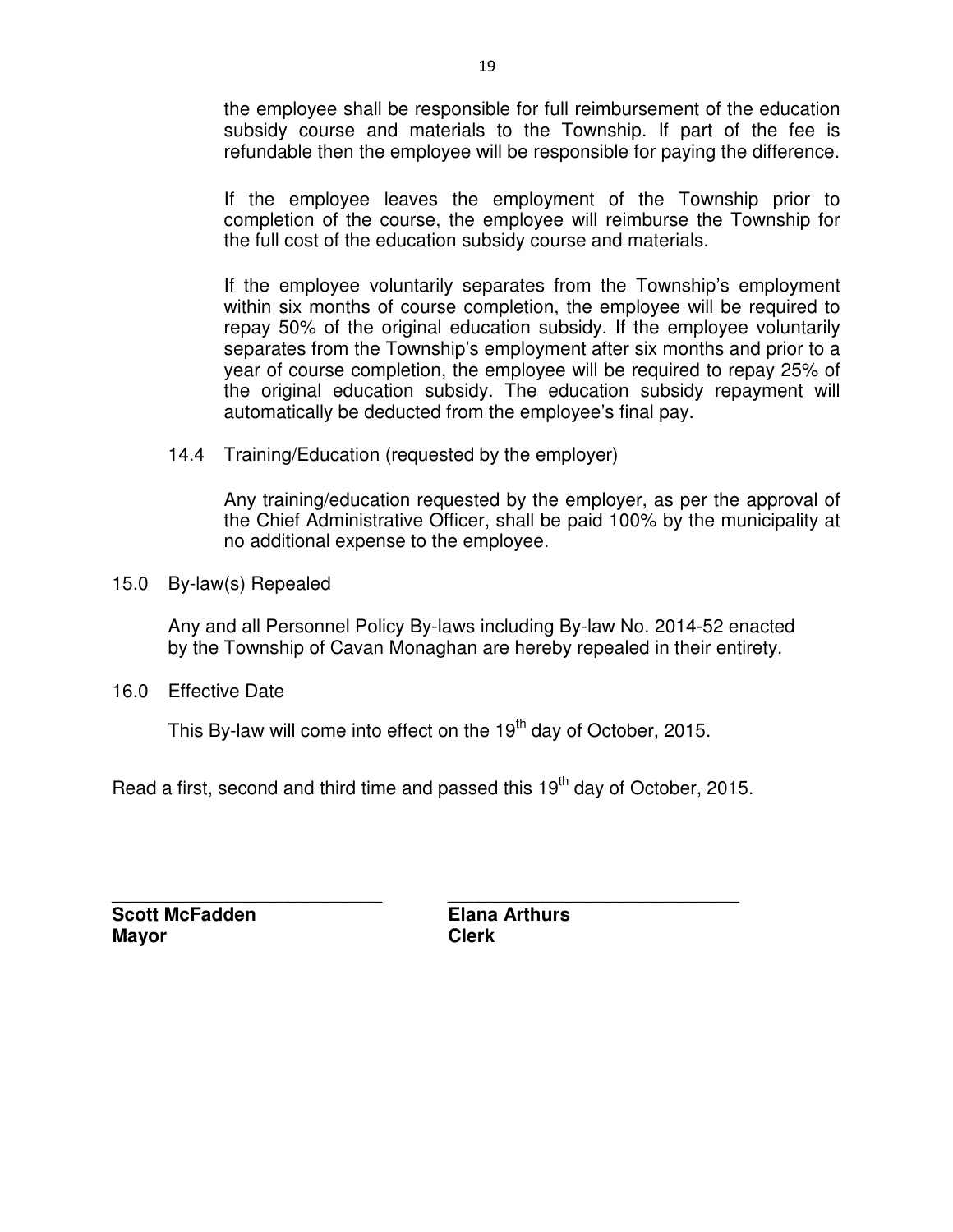the employee shall be responsible for full reimbursement of the education subsidy course and materials to the Township. If part of the fee is refundable then the employee will be responsible for paying the difference.

If the employee leaves the employment of the Township prior to completion of the course, the employee will reimburse the Township for the full cost of the education subsidy course and materials.

If the employee voluntarily separates from the Township's employment within six months of course completion, the employee will be required to repay 50% of the original education subsidy. If the employee voluntarily separates from the Township's employment after six months and prior to a year of course completion, the employee will be required to repay 25% of the original education subsidy. The education subsidy repayment will automatically be deducted from the employee's final pay.

14.4 Training/Education (requested by the employer)

Any training/education requested by the employer, as per the approval of the Chief Administrative Officer, shall be paid 100% by the municipality at no additional expense to the employee.

15.0 By-law(s) Repealed

Any and all Personnel Policy By-laws including By-law No. 2014-52 enacted by the Township of Cavan Monaghan are hereby repealed in their entirety.

16.0 Effective Date

This By-law will come into effect on the 19th day of October, 2015.

Read a first, second and third time and passed this 19th day of October, 2015.

\_\_\_\_\_\_\_\_\_\_\_\_\_\_\_\_\_\_\_\_\_\_\_\_\_\_\_\_
**Scott McFadden**
**Mayor**

\_\_\_\_\_\_\_\_\_\_\_\_\_\_\_\_\_\_\_\_\_\_\_\_\_\_\_\_
**Elana Arthurs**
**Clerk**